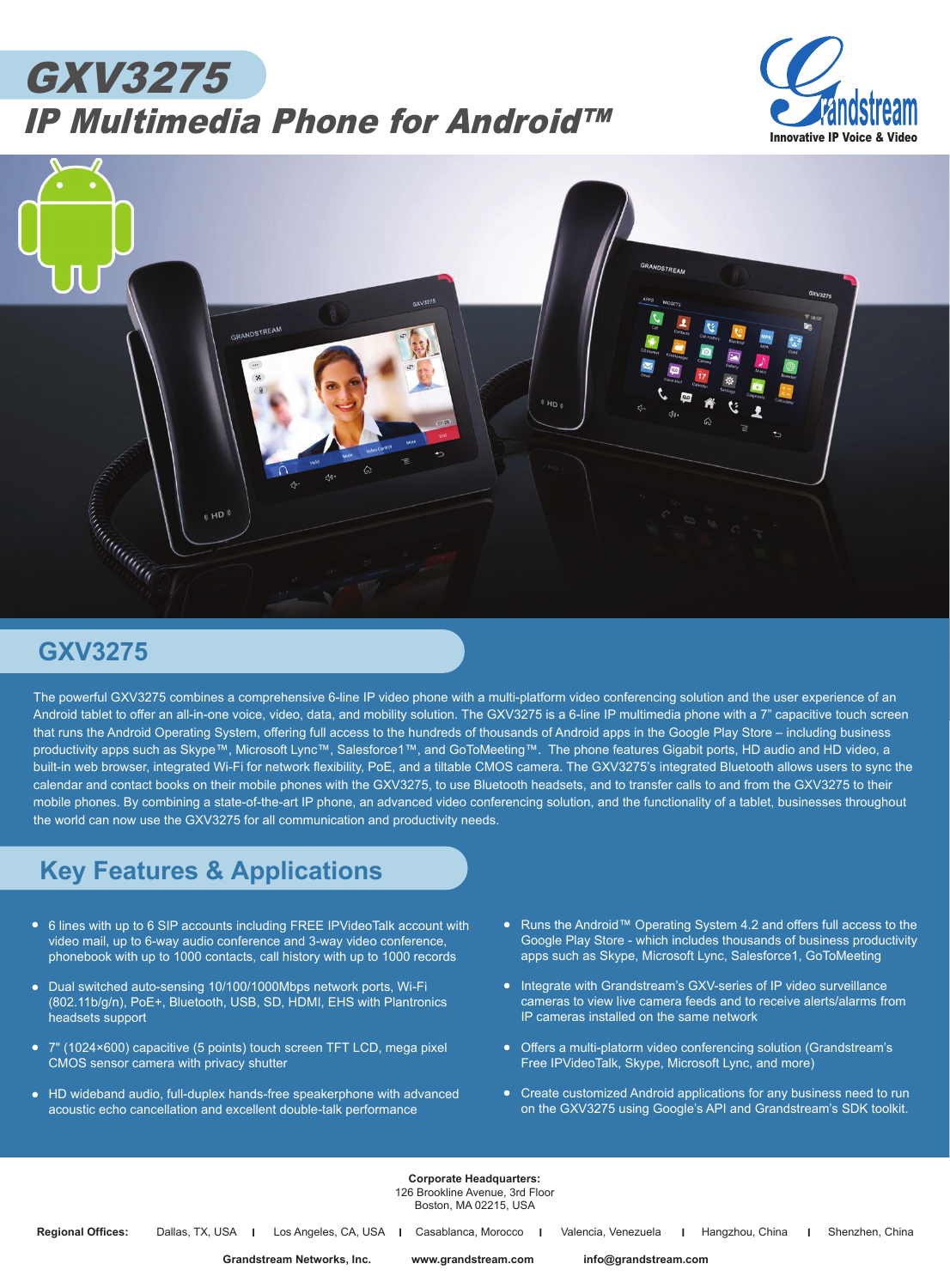# GXV3275

## IP Multimedia Phone for Android™

Grandstream
Innovative IP Voice & Video

## GXV3275

The powerful GXV3275 combines a comprehensive 6-line IP video phone with a multi-platform video conferencing solution and the user experience of an Android tablet to offer an all-in-one voice, video, data, and mobility solution. The GXV3275 is a 6-line IP multimedia phone with a 7" capacitive touch screen that runs the Android Operating System, offering full access to the hundreds of thousands of Android apps in the Google Play Store – including business productivity apps such as Skype™, Microsoft Lync™, Salesforce1™, and GoToMeeting™. The phone features Gigabit ports, HD audio and HD video, a built-in web browser, integrated Wi-Fi for network flexibility, PoE, and a tiltable CMOS camera. The GXV3275's integrated Bluetooth allows users to sync the calendar and contact books on their mobile phones with the GXV3275, to use Bluetooth headsets, and to transfer calls to and from the GXV3275 to their mobile phones. By combining a state-of-the-art IP phone, an advanced video conferencing solution, and the functionality of a tablet, businesses throughout the world can now use the GXV3275 for all communication and productivity needs.

## Key Features & Applications

- 6 lines with up to 6 SIP accounts including FREE IPVideoTalk account with video mail, up to 6-way audio conference and 3-way video conference, phonebook with up to 1000 contacts, call history with up to 1000 records
- Dual switched auto-sensing 10/100/1000Mbps network ports, Wi-Fi (802.11b/g/n), PoE+, Bluetooth, USB, SD, HDMI, EHS with Plantronics headsets support
- 7" (1024×600) capacitive (5 points) touch screen TFT LCD, mega pixel CMOS sensor camera with privacy shutter
- HD wideband audio, full-duplex hands-free speakerphone with advanced acoustic echo cancellation and excellent double-talk performance
- Runs the Android™ Operating System 4.2 and offers full access to the Google Play Store - which includes thousands of business productivity apps such as Skype, Microsoft Lync, Salesforce1, GoToMeeting
- Integrate with Grandstream's GXV-series of IP video surveillance cameras to view live camera feeds and to receive alerts/alarms from IP cameras installed on the same network
- Offers a multi-platorm video conferencing solution (Grandstream's Free IPVideoTalk, Skype, Microsoft Lync, and more)
- Create customized Android applications for any business need to run on the GXV3275 using Google's API and Grandstream's SDK toolkit.

**Corporate Headquarters:**
126 Brookline Avenue, 3rd Floor
Boston, MA 02215, USA

**Regional Offices:** Dallas, TX, USA | Los Angeles, CA, USA | Casablanca, Morocco | Valencia, Venezuela | Hangzhou, China | Shenzhen, China

**Grandstream Networks, Inc.** **www.grandstream.com** **info@grandstream.com**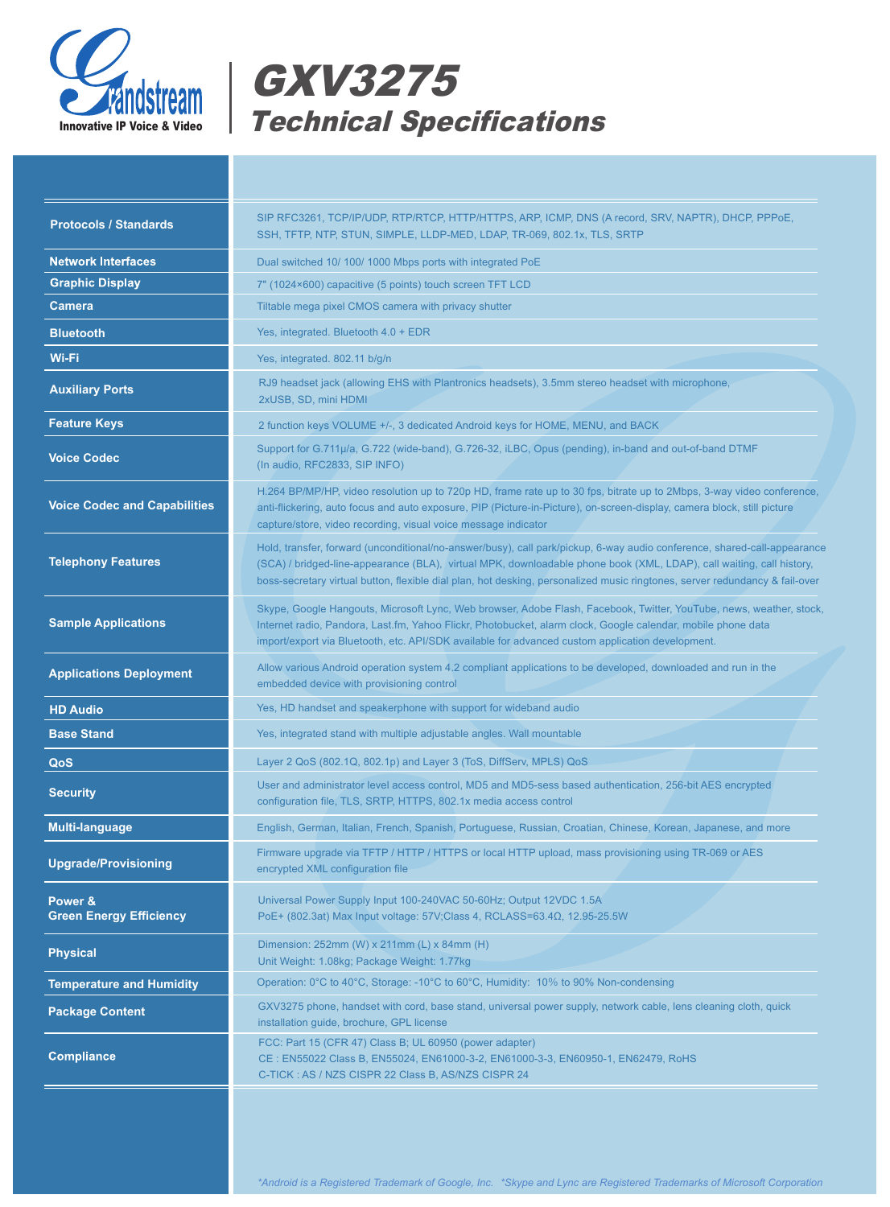Grandstream
Innovative IP Voice & Video

# GXV3275 Technical Specifications

| | |
|---|---|
| **Protocols / Standards** | SIP RFC3261, TCP/IP/UDP, RTP/RTCP, HTTP/HTTPS, ARP, ICMP, DNS (A record, SRV, NAPTR), DHCP, PPPoE, SSH, TFTP, NTP, STUN, SIMPLE, LLDP-MED, LDAP, TR-069, 802.1x, TLS, SRTP |
| **Network Interfaces** | Dual switched 10/ 100/ 1000 Mbps ports with integrated PoE |
| **Graphic Display** | 7" (1024×600) capacitive (5 points) touch screen TFT LCD |
| **Camera** | Tiltable mega pixel CMOS camera with privacy shutter |
| **Bluetooth** | Yes, integrated. Bluetooth 4.0 + EDR |
| **Wi-Fi** | Yes, integrated. 802.11 b/g/n |
| **Auxiliary Ports** | RJ9 headset jack (allowing EHS with Plantronics headsets), 3.5mm stereo headset with microphone, 2xUSB, SD, mini HDMI |
| **Feature Keys** | 2 function keys VOLUME +/-, 3 dedicated Android keys for HOME, MENU, and BACK |
| **Voice Codec** | Support for G.711µ/a, G.722 (wide-band), G.726-32, iLBC, Opus (pending), in-band and out-of-band DTMF (In audio, RFC2833, SIP INFO) |
| **Voice Codec and Capabilities** | H.264 BP/MP/HP, video resolution up to 720p HD, frame rate up to 30 fps, bitrate up to 2Mbps, 3-way video conference, anti-flickering, auto focus and auto exposure, PIP (Picture-in-Picture), on-screen-display, camera block, still picture capture/store, video recording, visual voice message indicator |
| **Telephony Features** | Hold, transfer, forward (unconditional/no-answer/busy), call park/pickup, 6-way audio conference, shared-call-appearance (SCA) / bridged-line-appearance (BLA), virtual MPK, downloadable phone book (XML, LDAP), call waiting, call history, boss-secretary virtual button, flexible dial plan, hot desking, personalized music ringtones, server redundancy & fail-over |
| **Sample Applications** | Skype, Google Hangouts, Microsoft Lync, Web browser, Adobe Flash, Facebook, Twitter, YouTube, news, weather, stock, Internet radio, Pandora, Last.fm, Yahoo Flickr, Photobucket, alarm clock, Google calendar, mobile phone data import/export via Bluetooth, etc. API/SDK available for advanced custom application development. |
| **Applications Deployment** | Allow various Android operation system 4.2 compliant applications to be developed, downloaded and run in the embedded device with provisioning control |
| **HD Audio** | Yes, HD handset and speakerphone with support for wideband audio |
| **Base Stand** | Yes, integrated stand with multiple adjustable angles. Wall mountable |
| **QoS** | Layer 2 QoS (802.1Q, 802.1p) and Layer 3 (ToS, DiffServ, MPLS) QoS |
| **Security** | User and administrator level access control, MD5 and MD5-sess based authentication, 256-bit AES encrypted configuration file, TLS, SRTP, HTTPS, 802.1x media access control |
| **Multi-language** | English, German, Italian, French, Spanish, Portuguese, Russian, Croatian, Chinese, Korean, Japanese, and more |
| **Upgrade/Provisioning** | Firmware upgrade via TFTP / HTTP / HTTPS or local HTTP upload, mass provisioning using TR-069 or AES encrypted XML configuration file |
| **Power & Green Energy Efficiency** | Universal Power Supply Input 100-240VAC 50-60Hz; Output 12VDC 1.5A<br>PoE+ (802.3at) Max Input voltage: 57V;Class 4, RCLASS=63.4Ω, 12.95-25.5W |
| **Physical** | Dimension: 252mm (W) x 211mm (L) x 84mm (H)<br>Unit Weight: 1.08kg; Package Weight: 1.77kg |
| **Temperature and Humidity** | Operation: 0°C to 40°C, Storage: -10°C to 60°C, Humidity: 10% to 90% Non-condensing |
| **Package Content** | GXV3275 phone, handset with cord, base stand, universal power supply, network cable, lens cleaning cloth, quick installation guide, brochure, GPL license |
| **Compliance** | FCC: Part 15 (CFR 47) Class B; UL 60950 (power adapter)<br>CE : EN55022 Class B, EN55024, EN61000-3-2, EN61000-3-3, EN60950-1, EN62479, RoHS<br>C-TICK : AS / NZS CISPR 22 Class B, AS/NZS CISPR 24 |

*\*Android is a Registered Trademark of Google, Inc. \*Skype and Lync are Registered Trademarks of Microsoft Corporation*